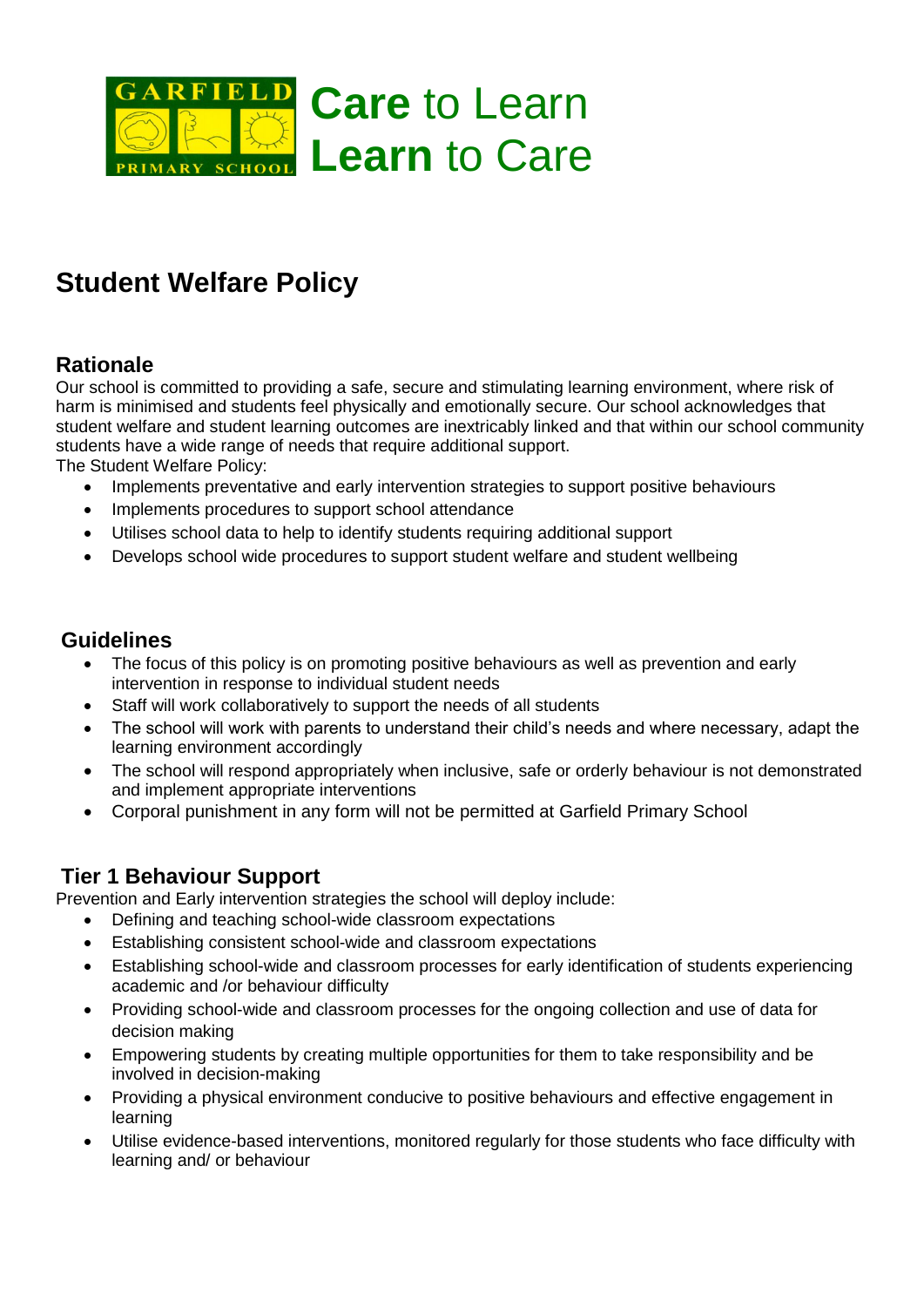**Care** to Learn
**Learn** to Care

# Student Welfare Policy

## Rationale

Our school is committed to providing a safe, secure and stimulating learning environment, where risk of harm is minimised and students feel physically and emotionally secure. Our school acknowledges that student welfare and student learning outcomes are inextricably linked and that within our school community students have a wide range of needs that require additional support.

The Student Welfare Policy:

- Implements preventative and early intervention strategies to support positive behaviours
- Implements procedures to support school attendance
- Utilises school data to help to identify students requiring additional support
- Develops school wide procedures to support student welfare and student wellbeing

## Guidelines

- The focus of this policy is on promoting positive behaviours as well as prevention and early intervention in response to individual student needs
- Staff will work collaboratively to support the needs of all students
- The school will work with parents to understand their child's needs and where necessary, adapt the learning environment accordingly
- The school will respond appropriately when inclusive, safe or orderly behaviour is not demonstrated and implement appropriate interventions
- Corporal punishment in any form will not be permitted at Garfield Primary School

## Tier 1 Behaviour Support

Prevention and Early intervention strategies the school will deploy include:

- Defining and teaching school-wide classroom expectations
- Establishing consistent school-wide and classroom expectations
- Establishing school-wide and classroom processes for early identification of students experiencing academic and /or behaviour difficulty
- Providing school-wide and classroom processes for the ongoing collection and use of data for decision making
- Empowering students by creating multiple opportunities for them to take responsibility and be involved in decision-making
- Providing a physical environment conducive to positive behaviours and effective engagement in learning
- Utilise evidence-based interventions, monitored regularly for those students who face difficulty with learning and/ or behaviour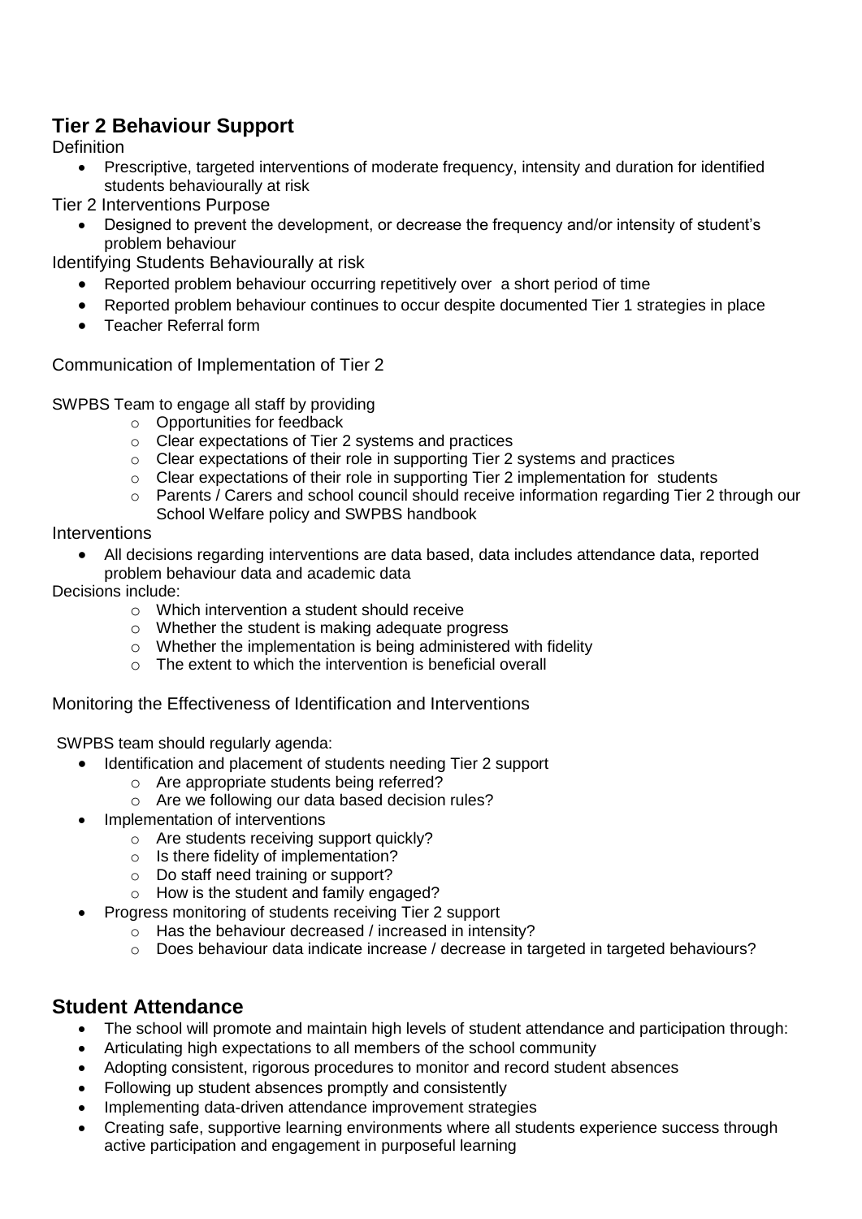## Tier 2 Behaviour Support

Definition

- Prescriptive, targeted interventions of moderate frequency, intensity and duration for identified students behaviourally at risk

Tier 2 Interventions Purpose

- Designed to prevent the development, or decrease the frequency and/or intensity of student's problem behaviour

Identifying Students Behaviourally at risk

- Reported problem behaviour occurring repetitively over a short period of time
- Reported problem behaviour continues to occur despite documented Tier 1 strategies in place
- Teacher Referral form

Communication of Implementation of Tier 2

SWPBS Team to engage all staff by providing

- Opportunities for feedback
- Clear expectations of Tier 2 systems and practices
- Clear expectations of their role in supporting Tier 2 systems and practices
- Clear expectations of their role in supporting Tier 2 implementation for students
- Parents / Carers and school council should receive information regarding Tier 2 through our School Welfare policy and SWPBS handbook

Interventions

- All decisions regarding interventions are data based, data includes attendance data, reported problem behaviour data and academic data

Decisions include:

- Which intervention a student should receive
- Whether the student is making adequate progress
- Whether the implementation is being administered with fidelity
- The extent to which the intervention is beneficial overall

Monitoring the Effectiveness of Identification and Interventions

SWPBS team should regularly agenda:

- Identification and placement of students needing Tier 2 support
  - Are appropriate students being referred?
  - Are we following our data based decision rules?
- Implementation of interventions
  - Are students receiving support quickly?
  - Is there fidelity of implementation?
  - Do staff need training or support?
  - How is the student and family engaged?
- Progress monitoring of students receiving Tier 2 support
  - Has the behaviour decreased / increased in intensity?
  - Does behaviour data indicate increase / decrease in targeted in targeted behaviours?

## Student Attendance

- The school will promote and maintain high levels of student attendance and participation through:
- Articulating high expectations to all members of the school community
- Adopting consistent, rigorous procedures to monitor and record student absences
- Following up student absences promptly and consistently
- Implementing data-driven attendance improvement strategies
- Creating safe, supportive learning environments where all students experience success through active participation and engagement in purposeful learning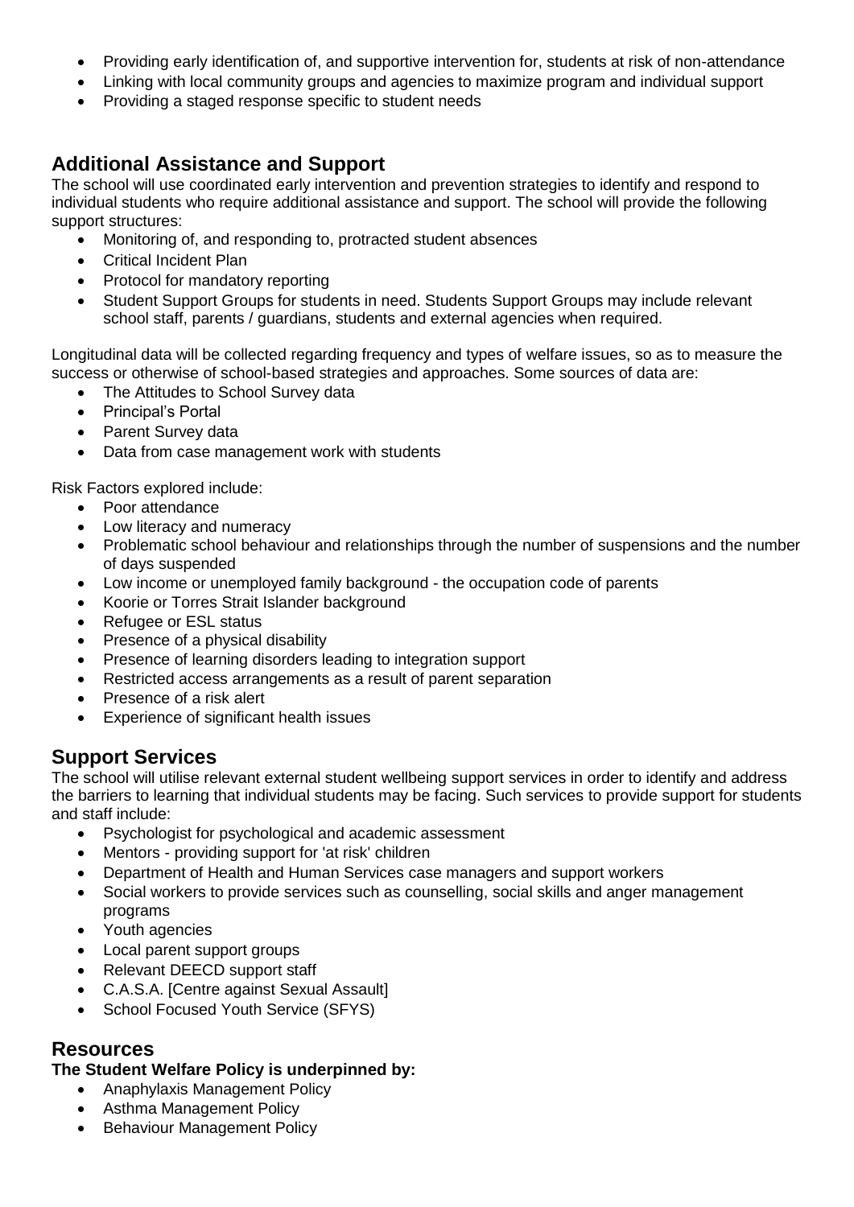- Providing early identification of, and supportive intervention for, students at risk of non-attendance
- Linking with local community groups and agencies to maximize program and individual support
- Providing a staged response specific to student needs

## Additional Assistance and Support

The school will use coordinated early intervention and prevention strategies to identify and respond to individual students who require additional assistance and support. The school will provide the following support structures:

- Monitoring of, and responding to, protracted student absences
- Critical Incident Plan
- Protocol for mandatory reporting
- Student Support Groups for students in need. Students Support Groups may include relevant school staff, parents / guardians, students and external agencies when required.

Longitudinal data will be collected regarding frequency and types of welfare issues, so as to measure the success or otherwise of school-based strategies and approaches. Some sources of data are:

- The Attitudes to School Survey data
- Principal's Portal
- Parent Survey data
- Data from case management work with students

Risk Factors explored include:

- Poor attendance
- Low literacy and numeracy
- Problematic school behaviour and relationships through the number of suspensions and the number of days suspended
- Low income or unemployed family background - the occupation code of parents
- Koorie or Torres Strait Islander background
- Refugee or ESL status
- Presence of a physical disability
- Presence of learning disorders leading to integration support
- Restricted access arrangements as a result of parent separation
- Presence of a risk alert
- Experience of significant health issues

## Support Services

The school will utilise relevant external student wellbeing support services in order to identify and address the barriers to learning that individual students may be facing. Such services to provide support for students and staff include:

- Psychologist for psychological and academic assessment
- Mentors - providing support for 'at risk' children
- Department of Health and Human Services case managers and support workers
- Social workers to provide services such as counselling, social skills and anger management programs
- Youth agencies
- Local parent support groups
- Relevant DEECD support staff
- C.A.S.A. [Centre against Sexual Assault]
- School Focused Youth Service (SFYS)

## Resources

**The Student Welfare Policy is underpinned by:**

- Anaphylaxis Management Policy
- Asthma Management Policy
- Behaviour Management Policy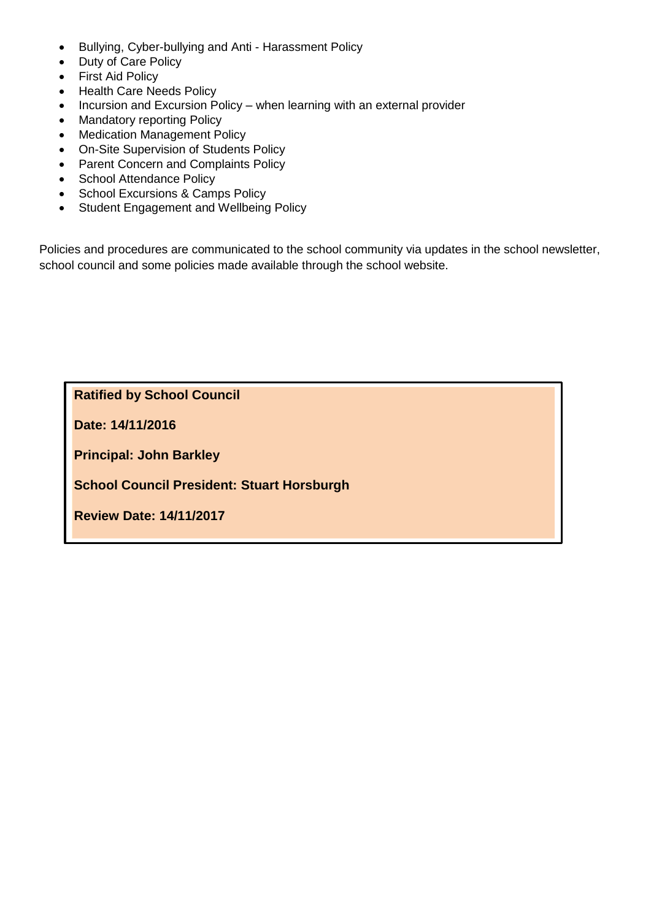- Bullying, Cyber-bullying and Anti - Harassment Policy
- Duty of Care Policy
- First Aid Policy
- Health Care Needs Policy
- Incursion and Excursion Policy – when learning with an external provider
- Mandatory reporting Policy
- Medication Management Policy
- On-Site Supervision of Students Policy
- Parent Concern and Complaints Policy
- School Attendance Policy
- School Excursions & Camps Policy
- Student Engagement and Wellbeing Policy

Policies and procedures are communicated to the school community via updates in the school newsletter, school council and some policies made available through the school website.

**Ratified by School Council**

**Date: 14/11/2016**

**Principal: John Barkley**

**School Council President: Stuart Horsburgh**

**Review Date: 14/11/2017**